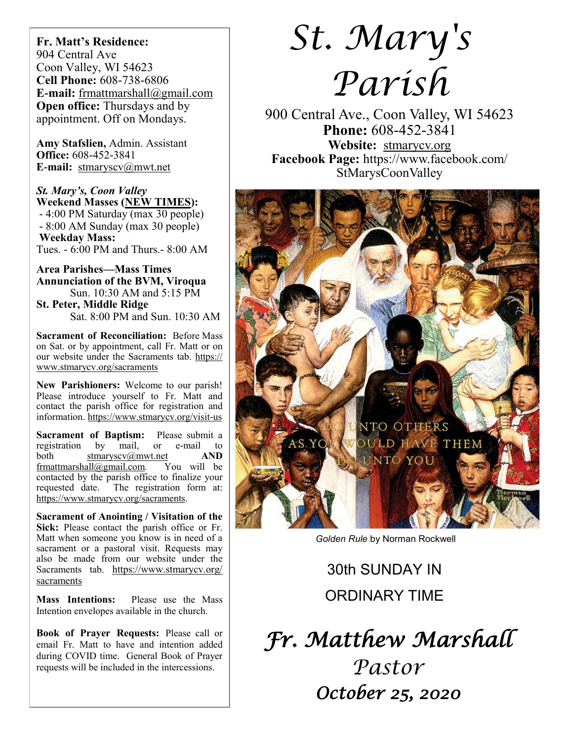**Fr. Matt's Residence:**
904 Central Ave
Coon Valley, WI 54623
**Cell Phone:** 608-738-6806
**E-mail:** frmattmarshall@gmail.com
**Open office:** Thursdays and by appointment. Off on Mondays.

**Amy Stafslien,** Admin. Assistant
**Office:** 608-452-3841
**E-mail:** stmaryscv@mwt.net

***St. Mary's, Coon Valley***
**Weekend Masses (NEW TIMES):**
- 4:00 PM Saturday (max 30 people)
- 8:00 AM Sunday (max 30 people)

**Weekday Mass:**
Tues. - 6:00 PM and Thurs.- 8:00 AM

**Area Parishes—Mass Times**
**Annunciation of the BVM, Viroqua**
Sun. 10:30 AM and 5:15 PM
**St. Peter, Middle Ridge**
Sat. 8:00 PM and Sun. 10:30 AM

**Sacrament of Reconciliation:** Before Mass on Sat. or by appointment, call Fr. Matt or on our website under the Sacraments tab. https://www.stmarycv.org/sacraments

**New Parishioners:** Welcome to our parish! Please introduce yourself to Fr. Matt and contact the parish office for registration and information. https://www.stmarycv.org/visit-us

**Sacrament of Baptism:** Please submit a registration by mail, or e-mail to both stmaryscv@mwt.net **AND** frmattmarshall@gmail.com. You will be contacted by the parish office to finalize your requested date. The registration form at: https://www.stmarycv.org/sacraments.

**Sacrament of Anointing / Visitation of the Sick:** Please contact the parish office or Fr. Matt when someone you know is in need of a sacrament or a pastoral visit. Requests may also be made from our website under the Sacraments tab. https://www.stmarycv.org/sacraments

**Mass Intentions:** Please use the Mass Intention envelopes available in the church.

**Book of Prayer Requests:** Please call or email Fr. Matt to have and intention added during COVID time. General Book of Prayer requests will be included in the intercessions.

# *St. Mary's Parish*

900 Central Ave., Coon Valley, WI 54623
**Phone:** 608-452-3841
**Website:** stmarycv.org
**Facebook Page:** https://www.facebook.com/StMarysCoonValley

*Golden Rule* by Norman Rockwell

## 30th SUNDAY IN ORDINARY TIME

## *Fr. Matthew Marshall*
*Pastor*
***October 25, 2020***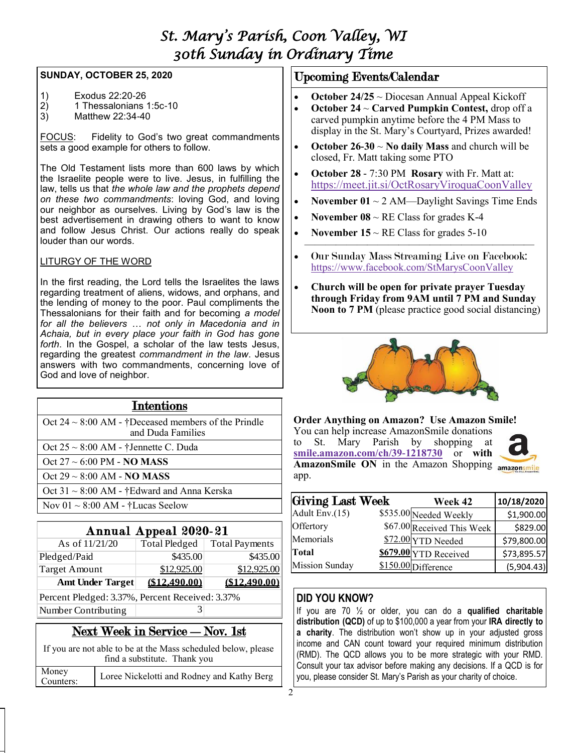# St. Mary's Parish, Coon Valley, WI
# 30th Sunday in Ordinary Time

**SUNDAY, OCTOBER 25, 2020**

1) Exodus 22:20-26
2) 1 Thessalonians 1:5c-10
3) Matthew 22:34-40

FOCUS: Fidelity to God's two great commandments sets a good example for others to follow.

The Old Testament lists more than 600 laws by which the Israelite people were to live. Jesus, in fulfilling the law, tells us that *the whole law and the prophets depend on these two commandments*: loving God, and loving our neighbor as ourselves. Living by God's law is the best advertisement in drawing others to want to know and follow Jesus Christ. Our actions really do speak louder than our words.

LITURGY OF THE WORD

In the first reading, the Lord tells the Israelites the laws regarding treatment of aliens, widows, and orphans, and the lending of money to the poor. Paul compliments the Thessalonians for their faith and for becoming *a model for all the believers … not only in Macedonia and in Achaia, but in every place your faith in God has gone forth*. In the Gospel, a scholar of the law tests Jesus, regarding the greatest *commandment in the law*. Jesus answers with two commandments, concerning love of God and love of neighbor.

## Intentions

| |
|---|
| Oct 24 ~ 8:00 AM - †Deceased members of the Prindle and Duda Families |
| Oct 25 ~ 8:00 AM - †Jennette C. Duda |
| Oct 27 ~ 6:00 PM - **NO MASS** |
| Oct 29 ~ 8:00 AM - **NO MASS** |
| Oct 31 ~ 8:00 AM - †Edward and Anna Kerska |
| Nov 01 ~ 8:00 AM - †Lucas Seelow |

## Annual Appeal 2020-21

| As of 11/21/20 | Total Pledged | Total Payments |
|---|---|---|
| Pledged/Paid | $435.00 | $435.00 |
| Target Amount | $12,925.00 | $12,925.00 |
| **Amt Under Target** | **($12,490.00)** | **($12,490.00)** |
| Percent Pledged: 3.37%, Percent Received: 3.37% | | |
| Number Contributing | 3 | |

## Next Week in Service — Nov. 1st

If you are not able to be at the Mass scheduled below, please find a substitute. Thank you

| | |
|---|---|
| Money Counters: | Loree Nickelotti and Rodney and Kathy Berg |

## Upcoming Events/Calendar

- **October 24/25** ~ Diocesan Annual Appeal Kickoff
- **October 24** ~ **Carved Pumpkin Contest,** drop off a carved pumpkin anytime before the 4 PM Mass to display in the St. Mary's Courtyard, Prizes awarded!
- **October 26-30** ~ **No daily Mass** and church will be closed, Fr. Matt taking some PTO
- **October 28** - 7:30 PM **Rosary** with Fr. Matt at: https://meet.jit.si/OctRosaryViroquaCoonValley
- **November 01** ~ 2 AM—Daylight Savings Time Ends
- **November 08** ~ RE Class for grades K-4
- **November 15** ~ RE Class for grades 5-10

---

- Our Sunday Mass Streaming Live on Facebook: https://www.facebook.com/StMarysCoonValley
- **Church will be open for private prayer Tuesday through Friday from 9AM until 7 PM and Sunday Noon to 7 PM** (please practice good social distancing)

**Order Anything on Amazon? Use Amazon Smile!** You can help increase AmazonSmile donations to St. Mary Parish by shopping at **smile.amazon.com/ch/39-1218730** or **with AmazonSmile ON** in the Amazon Shopping app.

## Giving Last Week

| Giving Last Week | | Week 42 | 10/18/2020 |
|---|---|---|---|
| Adult Env.(15) | $535.00 | Needed Weekly | $1,900.00 |
| Offertory | $67.00 | Received This Week | $829.00 |
| Memorials | $72.00 | YTD Needed | $79,800.00 |
| **Total** | **$679.00** | YTD Received | $73,895.57 |
| Mission Sunday | $150.00 | Difference | (5,904.43) |

## DID YOU KNOW?

If you are 70 ½ or older, you can do a **qualified charitable distribution (QCD)** of up to $100,000 a year from your **IRA directly to a charity**. The distribution won't show up in your adjusted gross income and CAN count toward your required minimum distribution (RMD). The QCD allows you to be more strategic with your RMD. Consult your tax advisor before making any decisions. If a QCD is for you, please consider St. Mary's Parish as your charity of choice.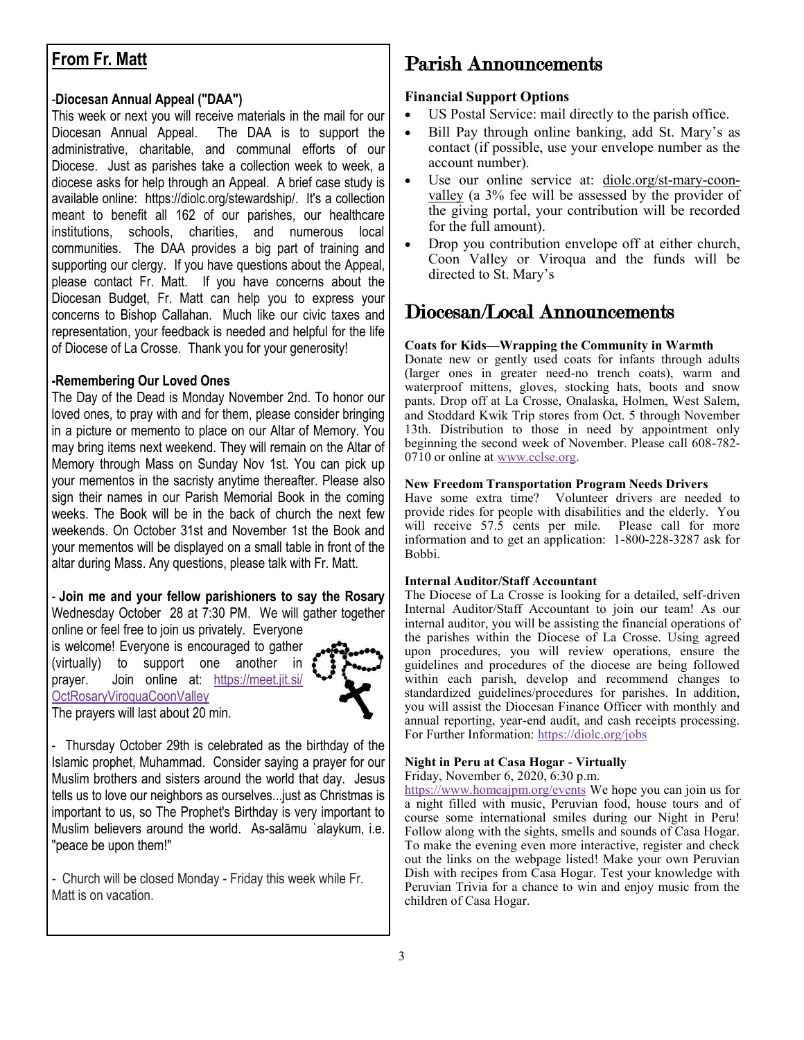## From Fr. Matt

**-Diocesan Annual Appeal ("DAA")**

This week or next you will receive materials in the mail for our Diocesan Annual Appeal. The DAA is to support the administrative, charitable, and communal efforts of our Diocese. Just as parishes take a collection week to week, a diocese asks for help through an Appeal. A brief case study is available online: https://diolc.org/stewardship/. It's a collection meant to benefit all 162 of our parishes, our healthcare institutions, schools, charities, and numerous local communities. The DAA provides a big part of training and supporting our clergy. If you have questions about the Appeal, please contact Fr. Matt. If you have concerns about the Diocesan Budget, Fr. Matt can help you to express your concerns to Bishop Callahan. Much like our civic taxes and representation, your feedback is needed and helpful for the life of Diocese of La Crosse. Thank you for your generosity!

**-Remembering Our Loved Ones**

The Day of the Dead is Monday November 2nd. To honor our loved ones, to pray with and for them, please consider bringing in a picture or memento to place on our Altar of Memory. You may bring items next weekend. They will remain on the Altar of Memory through Mass on Sunday Nov 1st. You can pick up your mementos in the sacristy anytime thereafter. Please also sign their names in our Parish Memorial Book in the coming weeks. The Book will be in the back of church the next few weekends. On October 31st and November 1st the Book and your mementos will be displayed on a small table in front of the altar during Mass. Any questions, please talk with Fr. Matt.

- **Join me and your fellow parishioners to say the Rosary** Wednesday October 28 at 7:30 PM. We will gather together online or feel free to join us privately. Everyone is welcome! Everyone is encouraged to gather (virtually) to support one another in prayer. Join online at: https://meet.jit.si/OctRosaryViroquaCoonValley

The prayers will last about 20 min.

- Thursday October 29th is celebrated as the birthday of the Islamic prophet, Muhammad. Consider saying a prayer for our Muslim brothers and sisters around the world that day. Jesus tells us to love our neighbors as ourselves...just as Christmas is important to us, so The Prophet's Birthday is very important to Muslim believers around the world. As-salāmu ʿalaykum, i.e. "peace be upon them!"

- Church will be closed Monday - Friday this week while Fr. Matt is on vacation.

# Parish Announcements

**Financial Support Options**

- US Postal Service: mail directly to the parish office.
- Bill Pay through online banking, add St. Mary's as contact (if possible, use your envelope number as the account number).
- Use our online service at: diolc.org/st-mary-coon-valley (a 3% fee will be assessed by the provider of the giving portal, your contribution will be recorded for the full amount).
- Drop you contribution envelope off at either church, Coon Valley or Viroqua and the funds will be directed to St. Mary's

# Diocesan/Local Announcements

**Coats for Kids—Wrapping the Community in Warmth**

Donate new or gently used coats for infants through adults (larger ones in greater need-no trench coats), warm and waterproof mittens, gloves, stocking hats, boots and snow pants. Drop off at La Crosse, Onalaska, Holmen, West Salem, and Stoddard Kwik Trip stores from Oct. 5 through November 13th. Distribution to those in need by appointment only beginning the second week of November. Please call 608-782-0710 or online at www.cclse.org.

**New Freedom Transportation Program Needs Drivers**

Have some extra time? Volunteer drivers are needed to provide rides for people with disabilities and the elderly. You will receive 57.5 cents per mile. Please call for more information and to get an application: 1-800-228-3287 ask for Bobbi.

**Internal Auditor/Staff Accountant**

The Diocese of La Crosse is looking for a detailed, self-driven Internal Auditor/Staff Accountant to join our team! As our internal auditor, you will be assisting the financial operations of the parishes within the Diocese of La Crosse. Using agreed upon procedures, you will review operations, ensure the guidelines and procedures of the diocese are being followed within each parish, develop and recommend changes to standardized guidelines/procedures for parishes. In addition, you will assist the Diocesan Finance Officer with monthly and annual reporting, year-end audit, and cash receipts processing. For Further Information: https://diolc.org/jobs

**Night in Peru at Casa Hogar - Virtually**

Friday, November 6, 2020, 6:30 p.m.

https://www.homeajpm.org/events We hope you can join us for a night filled with music, Peruvian food, house tours and of course some international smiles during our Night in Peru! Follow along with the sights, smells and sounds of Casa Hogar. To make the evening even more interactive, register and check out the links on the webpage listed! Make your own Peruvian Dish with recipes from Casa Hogar. Test your knowledge with Peruvian Trivia for a chance to win and enjoy music from the children of Casa Hogar.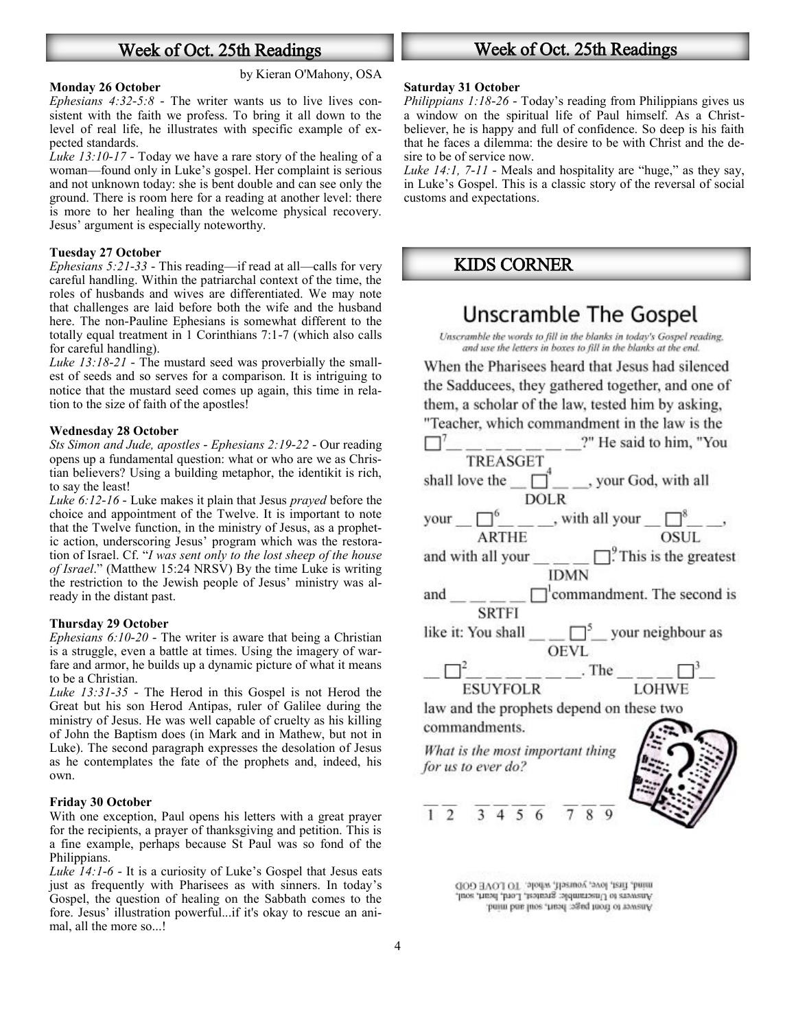## Week of Oct. 25th Readings

by Kieran O'Mahony, OSA

**Monday 26 October**

*Ephesians 4:32-5:8* - The writer wants us to live lives consistent with the faith we profess. To bring it all down to the level of real life, he illustrates with specific example of expected standards.

*Luke 13:10-17* - Today we have a rare story of the healing of a woman—found only in Luke's gospel. Her complaint is serious and not unknown today: she is bent double and can see only the ground. There is room here for a reading at another level: there is more to her healing than the welcome physical recovery. Jesus' argument is especially noteworthy.

**Tuesday 27 October**

*Ephesians 5:21-33* - This reading—if read at all—calls for very careful handling. Within the patriarchal context of the time, the roles of husbands and wives are differentiated. We may note that challenges are laid before both the wife and the husband here. The non-Pauline Ephesians is somewhat different to the totally equal treatment in 1 Corinthians 7:1-7 (which also calls for careful handling).

*Luke 13:18-21* - The mustard seed was proverbially the smallest of seeds and so serves for a comparison. It is intriguing to notice that the mustard seed comes up again, this time in relation to the size of faith of the apostles!

**Wednesday 28 October**

*Sts Simon and Jude, apostles* - *Ephesians 2:19-22* - Our reading opens up a fundamental question: what or who are we as Christian believers? Using a building metaphor, the identikit is rich, to say the least!

*Luke 6:12-16* - Luke makes it plain that Jesus *prayed* before the choice and appointment of the Twelve. It is important to note that the Twelve function, in the ministry of Jesus, as a prophetic action, underscoring Jesus' program which was the restoration of Israel. Cf. "*I was sent only to the lost sheep of the house of Israel*." (Matthew 15:24 NRSV) By the time Luke is writing the restriction to the Jewish people of Jesus' ministry was already in the distant past.

**Thursday 29 October**

*Ephesians 6:10-20* - The writer is aware that being a Christian is a struggle, even a battle at times. Using the imagery of warfare and armor, he builds up a dynamic picture of what it means to be a Christian.

*Luke 13:31-35* - The Herod in this Gospel is not Herod the Great but his son Herod Antipas, ruler of Galilee during the ministry of Jesus. He was well capable of cruelty as his killing of John the Baptism does (in Mark and in Mathew, but not in Luke). The second paragraph expresses the desolation of Jesus as he contemplates the fate of the prophets and, indeed, his own.

**Friday 30 October**

With one exception, Paul opens his letters with a great prayer for the recipients, a prayer of thanksgiving and petition. This is a fine example, perhaps because St Paul was so fond of the Philippians.

*Luke 14:1-6* - It is a curiosity of Luke's Gospel that Jesus eats just as frequently with Pharisees as with sinners. In today's Gospel, the question of healing on the Sabbath comes to the fore. Jesus' illustration powerful...if it's okay to rescue an animal, all the more so...!

**Saturday 31 October**

*Philippians 1:18-26* - Today's reading from Philippians gives us a window on the spiritual life of Paul himself. As a Christ-believer, he is happy and full of confidence. So deep is his faith that he faces a dilemma: the desire to be with Christ and the desire to be of service now.

*Luke 14:1, 7-11* - Meals and hospitality are "huge," as they say, in Luke's Gospel. This is a classic story of the reversal of social customs and expectations.

## KIDS CORNER

### Unscramble The Gospel

*Unscramble the words to fill in the blanks in today's Gospel reading, and use the letters in boxes to fill in the blanks at the end.*

When the Pharisees heard that Jesus had silenced the Sadducees, they gathered together, and one of them, a scholar of the law, tested him by asking, "Teacher, which commandment in the law is the [7]_ _ _ _ _ _ _ _?" (TREASGET) He said to him, "You shall love the _ [4]_ _, (DOLR) your God, with all your _ [6]_ _ _, (ARTHE) with all your _ [8]_ _, (OSUL) and with all your _ _ _ [9]. (IDMN) This is the greatest and _ _ _ _ [1] (SRTFI) commandment. The second is like it: You shall _ _ [5]_ (OEVL) your neighbour as _ [2]_ _ _ _ _ _. (ESUYFOLR) The _ _ _ [3]_ (LOHWE) law and the prophets depend on these two commandments.

*What is the most important thing for us to ever do?*

_ _ &nbsp; _ _ _ _ &nbsp; _ _ _
1 2 &nbsp; 3 4 5 6 &nbsp; 7 8 9

Answer to front page: heart, soul and mind.
Answers to Unscramble: greatest, Lord, heart, soul, mind, first, love, yourself, whole. TO LOVE GOD